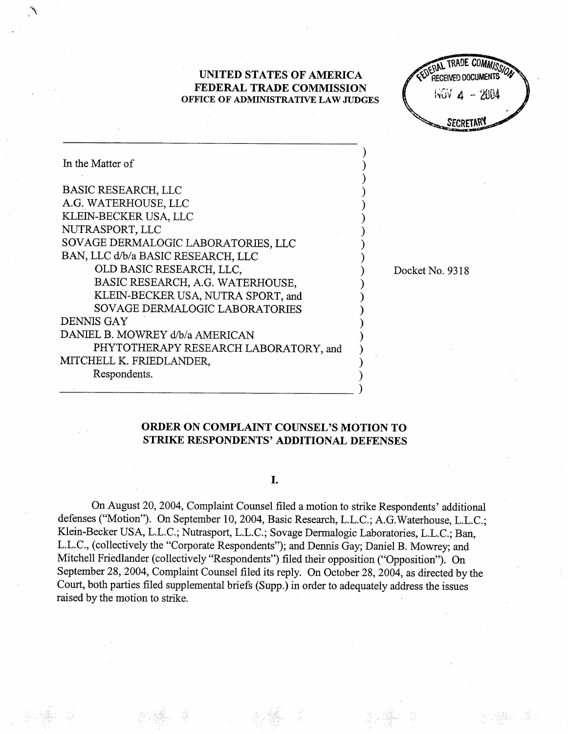**UNITED STATES OF AMERICA**
**FEDERAL TRADE COMMISSION**
**OFFICE OF ADMINISTRATIVE LAW JUDGES**

FEDERAL TRADE COMMISSION
RECEIVED DOCUMENTS
NOV 4 - 2004
SECRETARY

In the Matter of

BASIC RESEARCH, LLC
A.G. WATERHOUSE, LLC
KLEIN-BECKER USA, LLC
NUTRASPORT, LLC
SOVAGE DERMALOGIC LABORATORIES, LLC
BAN, LLC d/b/a BASIC RESEARCH, LLC
OLD BASIC RESEARCH, LLC,
BASIC RESEARCH, A.G. WATERHOUSE,
KLEIN-BECKER USA, NUTRA SPORT, and
SOVAGE DERMALOGIC LABORATORIES
DENNIS GAY
DANIEL B. MOWREY d/b/a AMERICAN
PHYTOTHERAPY RESEARCH LABORATORY, and
MITCHELL K. FRIEDLANDER,
Respondents.

Docket No. 9318

**ORDER ON COMPLAINT COUNSEL'S MOTION TO STRIKE RESPONDENTS' ADDITIONAL DEFENSES**

**I.**

On August 20, 2004, Complaint Counsel filed a motion to strike Respondents' additional defenses ("Motion"). On September 10, 2004, Basic Research, L.L.C.; A.G.Waterhouse, L.L.C.; Klein-Becker USA, L.L.C.; Nutrasport, L.L.C.; Sovage Dermalogic Laboratories, L.L.C.; Ban, L.L.C., (collectively the "Corporate Respondents"); and Dennis Gay; Daniel B. Mowrey; and Mitchell Friedlander (collectively "Respondents") filed their opposition ("Opposition"). On September 28, 2004, Complaint Counsel filed its reply. On October 28, 2004, as directed by the Court, both parties filed supplemental briefs (Supp.) in order to adequately address the issues raised by the motion to strike.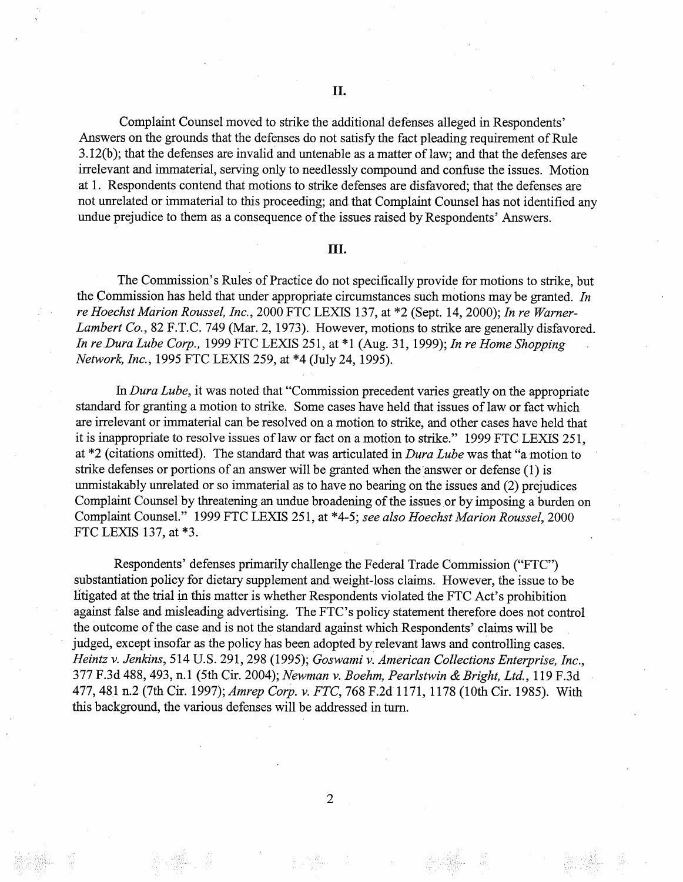## II.

Complaint Counsel moved to strike the additional defenses alleged in Respondents' Answers on the grounds that the defenses do not satisfy the fact pleading requirement of Rule 3.12(b); that the defenses are invalid and untenable as a matter of law; and that the defenses are irrelevant and immaterial, serving only to needlessly compound and confuse the issues. Motion at 1. Respondents contend that motions to strike defenses are disfavored; that the defenses are not unrelated or immaterial to this proceeding; and that Complaint Counsel has not identified any undue prejudice to them as a consequence of the issues raised by Respondents' Answers.

## III.

The Commission's Rules of Practice do not specifically provide for motions to strike, but the Commission has held that under appropriate circumstances such motions may be granted. *In re Hoechst Marion Roussel, Inc.*, 2000 FTC LEXIS 137, at *2 (Sept. 14, 2000); *In re Warner-Lambert Co.*, 82 F.T.C. 749 (Mar. 2, 1973). However, motions to strike are generally disfavored. *In re Dura Lube Corp.*, 1999 FTC LEXIS 251, at *1 (Aug. 31, 1999); *In re Home Shopping Network, Inc.*, 1995 FTC LEXIS 259, at *4 (July 24, 1995).

In *Dura Lube*, it was noted that "Commission precedent varies greatly on the appropriate standard for granting a motion to strike. Some cases have held that issues of law or fact which are irrelevant or immaterial can be resolved on a motion to strike, and other cases have held that it is inappropriate to resolve issues of law or fact on a motion to strike." 1999 FTC LEXIS 251, at *2 (citations omitted). The standard that was articulated in *Dura Lube* was that "a motion to strike defenses or portions of an answer will be granted when the answer or defense (1) is unmistakably unrelated or so immaterial as to have no bearing on the issues and (2) prejudices Complaint Counsel by threatening an undue broadening of the issues or by imposing a burden on Complaint Counsel." 1999 FTC LEXIS 251, at *4-5; *see also Hoechst Marion Roussel*, 2000 FTC LEXIS 137, at *3.

Respondents' defenses primarily challenge the Federal Trade Commission ("FTC") substantiation policy for dietary supplement and weight-loss claims. However, the issue to be litigated at the trial in this matter is whether Respondents violated the FTC Act's prohibition against false and misleading advertising. The FTC's policy statement therefore does not control the outcome of the case and is not the standard against which Respondents' claims will be judged, except insofar as the policy has been adopted by relevant laws and controlling cases. *Heintz v. Jenkins*, 514 U.S. 291, 298 (1995); *Goswami v. American Collections Enterprise, Inc.*, 377 F.3d 488, 493, n.1 (5th Cir. 2004); *Newman v. Boehm, Pearlstwin & Bright, Ltd.*, 119 F.3d 477, 481 n.2 (7th Cir. 1997); *Amrep Corp. v. FTC*, 768 F.2d 1171, 1178 (10th Cir. 1985). With this background, the various defenses will be addressed in turn.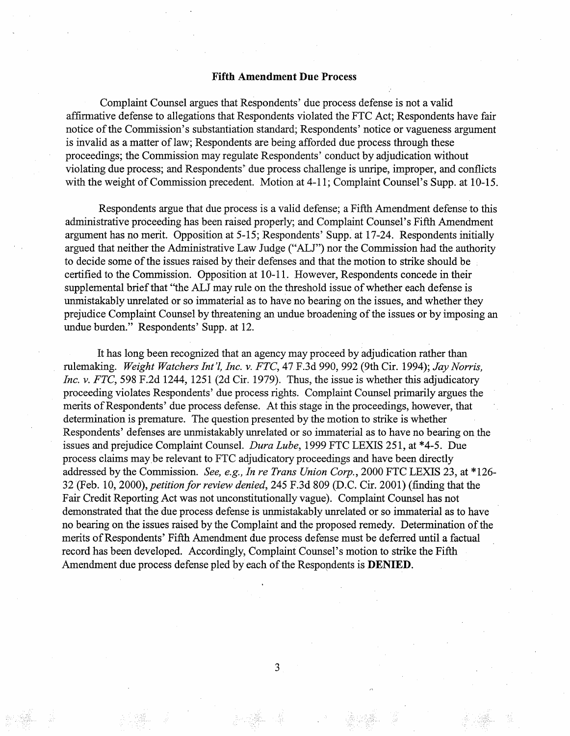**Fifth Amendment Due Process**

Complaint Counsel argues that Respondents' due process defense is not a valid affirmative defense to allegations that Respondents violated the FTC Act; Respondents have fair notice of the Commission's substantiation standard; Respondents' notice or vagueness argument is invalid as a matter of law; Respondents are being afforded due process through these proceedings; the Commission may regulate Respondents' conduct by adjudication without violating due process; and Respondents' due process challenge is unripe, improper, and conflicts with the weight of Commission precedent. Motion at 4-11; Complaint Counsel's Supp. at 10-15.

Respondents argue that due process is a valid defense; a Fifth Amendment defense to this administrative proceeding has been raised properly; and Complaint Counsel's Fifth Amendment argument has no merit. Opposition at 5-15; Respondents' Supp. at 17-24. Respondents initially argued that neither the Administrative Law Judge ("ALJ") nor the Commission had the authority to decide some of the issues raised by their defenses and that the motion to strike should be certified to the Commission. Opposition at 10-11. However, Respondents concede in their supplemental brief that "the ALJ may rule on the threshold issue of whether each defense is unmistakably unrelated or so immaterial as to have no bearing on the issues, and whether they prejudice Complaint Counsel by threatening an undue broadening of the issues or by imposing an undue burden." Respondents' Supp. at 12.

It has long been recognized that an agency may proceed by adjudication rather than rulemaking. *Weight Watchers Int'l, Inc. v. FTC*, 47 F.3d 990, 992 (9th Cir. 1994); *Jay Norris, Inc. v. FTC*, 598 F.2d 1244, 1251 (2d Cir. 1979). Thus, the issue is whether this adjudicatory proceeding violates Respondents' due process rights. Complaint Counsel primarily argues the merits of Respondents' due process defense. At this stage in the proceedings, however, that determination is premature. The question presented by the motion to strike is whether Respondents' defenses are unmistakably unrelated or so immaterial as to have no bearing on the issues and prejudice Complaint Counsel. *Dura Lube*, 1999 FTC LEXIS 251, at *4-5. Due process claims may be relevant to FTC adjudicatory proceedings and have been directly addressed by the Commission. *See, e.g., In re Trans Union Corp.*, 2000 FTC LEXIS 23, at *126-32 (Feb. 10, 2000), *petition for review denied*, 245 F.3d 809 (D.C. Cir. 2001) (finding that the Fair Credit Reporting Act was not unconstitutionally vague). Complaint Counsel has not demonstrated that the due process defense is unmistakably unrelated or so immaterial as to have no bearing on the issues raised by the Complaint and the proposed remedy. Determination of the merits of Respondents' Fifth Amendment due process defense must be deferred until a factual record has been developed. Accordingly, Complaint Counsel's motion to strike the Fifth Amendment due process defense pled by each of the Respondents is **DENIED**.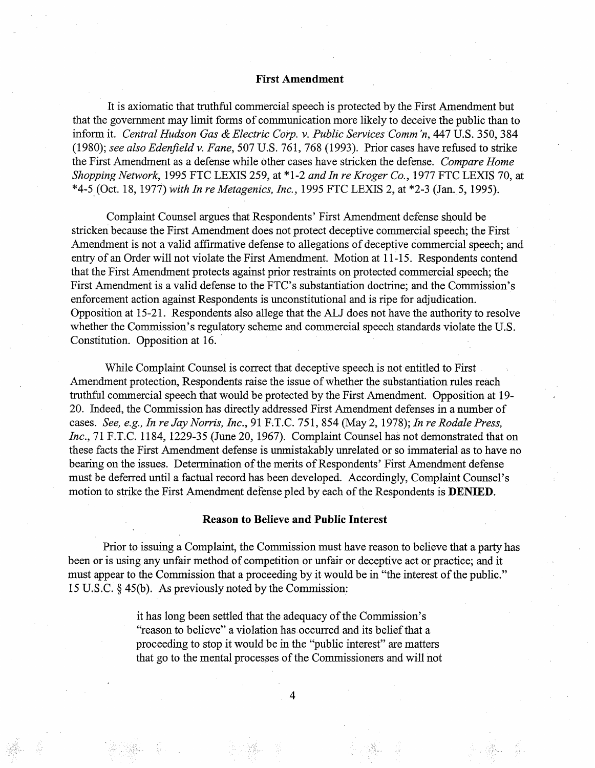## First Amendment

It is axiomatic that truthful commercial speech is protected by the First Amendment but that the government may limit forms of communication more likely to deceive the public than to inform it. *Central Hudson Gas & Electric Corp. v. Public Services Comm'n*, 447 U.S. 350, 384 (1980); *see also Edenfield v. Fane*, 507 U.S. 761, 768 (1993). Prior cases have refused to strike the First Amendment as a defense while other cases have stricken the defense. *Compare Home Shopping Network*, 1995 FTC LEXIS 259, at *1-2 *and In re Kroger Co.*, 1977 FTC LEXIS 70, at *4-5 (Oct. 18, 1977) *with In re Metagenics, Inc.*, 1995 FTC LEXIS 2, at *2-3 (Jan. 5, 1995).

Complaint Counsel argues that Respondents' First Amendment defense should be stricken because the First Amendment does not protect deceptive commercial speech; the First Amendment is not a valid affirmative defense to allegations of deceptive commercial speech; and entry of an Order will not violate the First Amendment. Motion at 11-15. Respondents contend that the First Amendment protects against prior restraints on protected commercial speech; the First Amendment is a valid defense to the FTC's substantiation doctrine; and the Commission's enforcement action against Respondents is unconstitutional and is ripe for adjudication. Opposition at 15-21. Respondents also allege that the ALJ does not have the authority to resolve whether the Commission's regulatory scheme and commercial speech standards violate the U.S. Constitution. Opposition at 16.

While Complaint Counsel is correct that deceptive speech is not entitled to First Amendment protection, Respondents raise the issue of whether the substantiation rules reach truthful commercial speech that would be protected by the First Amendment. Opposition at 19-20. Indeed, the Commission has directly addressed First Amendment defenses in a number of cases. *See, e.g., In re Jay Norris, Inc.*, 91 F.T.C. 751, 854 (May 2, 1978); *In re Rodale Press, Inc.*, 71 F.T.C. 1184, 1229-35 (June 20, 1967). Complaint Counsel has not demonstrated that on these facts the First Amendment defense is unmistakably unrelated or so immaterial as to have no bearing on the issues. Determination of the merits of Respondents' First Amendment defense must be deferred until a factual record has been developed. Accordingly, Complaint Counsel's motion to strike the First Amendment defense pled by each of the Respondents is **DENIED**.

## Reason to Believe and Public Interest

Prior to issuing a Complaint, the Commission must have reason to believe that a party has been or is using any unfair method of competition or unfair or deceptive act or practice; and it must appear to the Commission that a proceeding by it would be in "the interest of the public." 15 U.S.C. § 45(b). As previously noted by the Commission:

> it has long been settled that the adequacy of the Commission's "reason to believe" a violation has occurred and its belief that a proceeding to stop it would be in the "public interest" are matters that go to the mental processes of the Commissioners and will not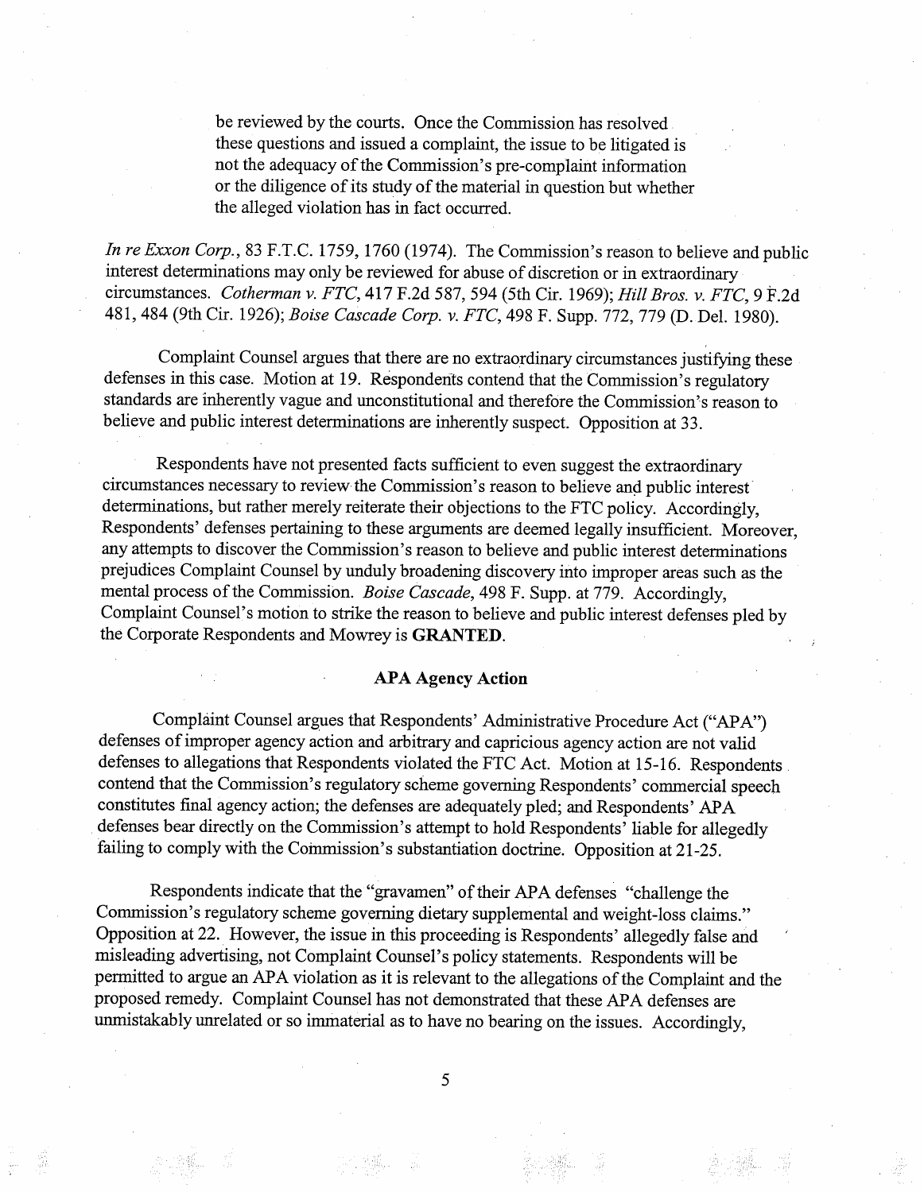> be reviewed by the courts. Once the Commission has resolved these questions and issued a complaint, the issue to be litigated is not the adequacy of the Commission's pre-complaint information or the diligence of its study of the material in question but whether the alleged violation has in fact occurred.

*In re Exxon Corp.*, 83 F.T.C. 1759, 1760 (1974). The Commission's reason to believe and public interest determinations may only be reviewed for abuse of discretion or in extraordinary circumstances. *Cotherman v. FTC*, 417 F.2d 587, 594 (5th Cir. 1969); *Hill Bros. v. FTC*, 9 F.2d 481, 484 (9th Cir. 1926); *Boise Cascade Corp. v. FTC*, 498 F. Supp. 772, 779 (D. Del. 1980).

Complaint Counsel argues that there are no extraordinary circumstances justifying these defenses in this case. Motion at 19. Respondents contend that the Commission's regulatory standards are inherently vague and unconstitutional and therefore the Commission's reason to believe and public interest determinations are inherently suspect. Opposition at 33.

Respondents have not presented facts sufficient to even suggest the extraordinary circumstances necessary to review the Commission's reason to believe and public interest determinations, but rather merely reiterate their objections to the FTC policy. Accordingly, Respondents' defenses pertaining to these arguments are deemed legally insufficient. Moreover, any attempts to discover the Commission's reason to believe and public interest determinations prejudices Complaint Counsel by unduly broadening discovery into improper areas such as the mental process of the Commission. *Boise Cascade*, 498 F. Supp. at 779. Accordingly, Complaint Counsel's motion to strike the reason to believe and public interest defenses pled by the Corporate Respondents and Mowrey is **GRANTED**.

### APA Agency Action

Complaint Counsel argues that Respondents' Administrative Procedure Act ("APA") defenses of improper agency action and arbitrary and capricious agency action are not valid defenses to allegations that Respondents violated the FTC Act. Motion at 15-16. Respondents contend that the Commission's regulatory scheme governing Respondents' commercial speech constitutes final agency action; the defenses are adequately pled; and Respondents' APA defenses bear directly on the Commission's attempt to hold Respondents' liable for allegedly failing to comply with the Commission's substantiation doctrine. Opposition at 21-25.

Respondents indicate that the "gravamen" of their APA defenses "challenge the Commission's regulatory scheme governing dietary supplemental and weight-loss claims." Opposition at 22. However, the issue in this proceeding is Respondents' allegedly false and misleading advertising, not Complaint Counsel's policy statements. Respondents will be permitted to argue an APA violation as it is relevant to the allegations of the Complaint and the proposed remedy. Complaint Counsel has not demonstrated that these APA defenses are unmistakably unrelated or so immaterial as to have no bearing on the issues. Accordingly,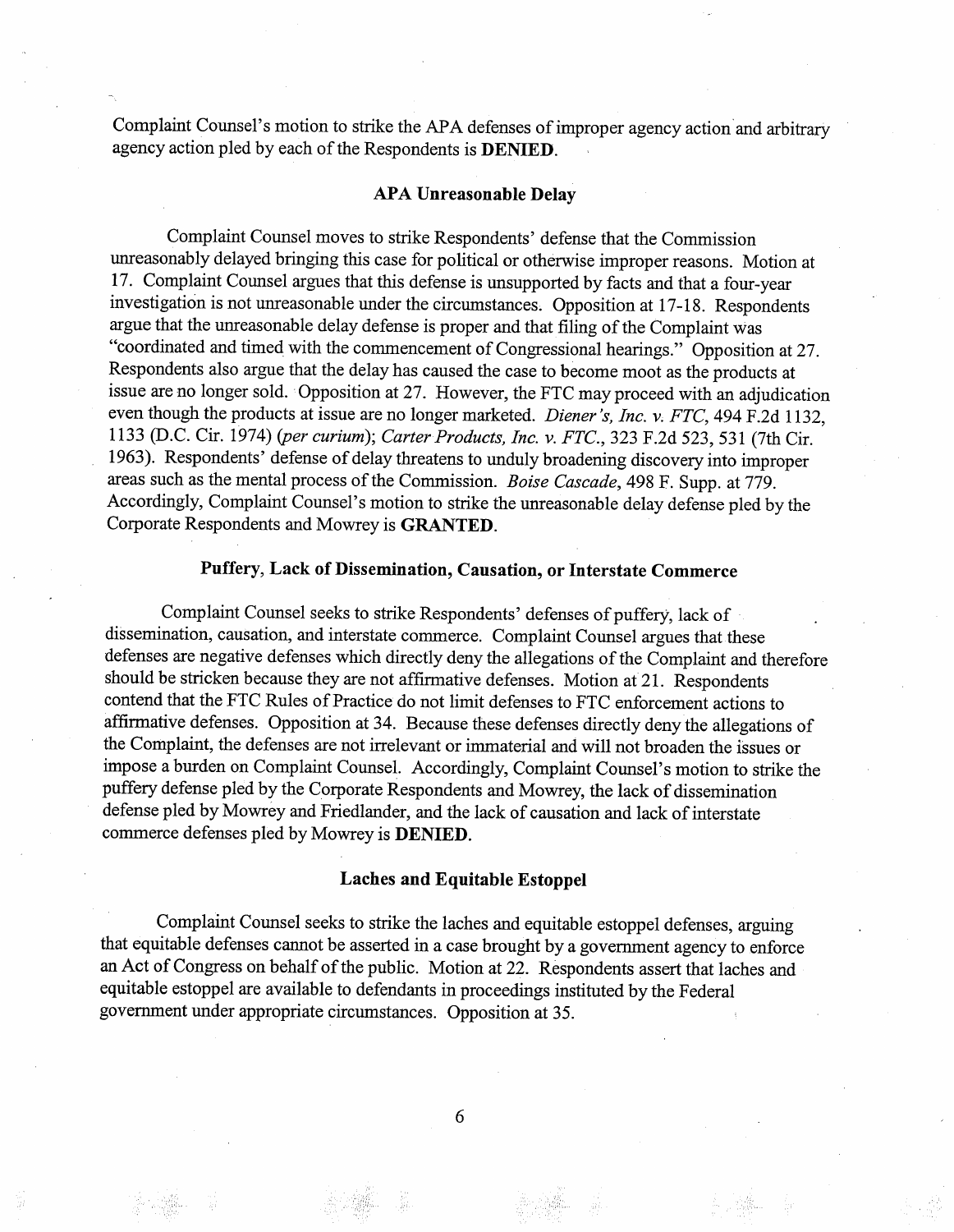Complaint Counsel's motion to strike the APA defenses of improper agency action and arbitrary agency action pled by each of the Respondents is **DENIED**.

### APA Unreasonable Delay

Complaint Counsel moves to strike Respondents' defense that the Commission unreasonably delayed bringing this case for political or otherwise improper reasons. Motion at 17. Complaint Counsel argues that this defense is unsupported by facts and that a four-year investigation is not unreasonable under the circumstances. Opposition at 17-18. Respondents argue that the unreasonable delay defense is proper and that filing of the Complaint was "coordinated and timed with the commencement of Congressional hearings." Opposition at 27. Respondents also argue that the delay has caused the case to become moot as the products at issue are no longer sold. Opposition at 27. However, the FTC may proceed with an adjudication even though the products at issue are no longer marketed. *Diener's, Inc. v. FTC*, 494 F.2d 1132, 1133 (D.C. Cir. 1974) (*per curium*); *Carter Products, Inc. v. FTC.*, 323 F.2d 523, 531 (7th Cir. 1963). Respondents' defense of delay threatens to unduly broadening discovery into improper areas such as the mental process of the Commission. *Boise Cascade*, 498 F. Supp. at 779. Accordingly, Complaint Counsel's motion to strike the unreasonable delay defense pled by the Corporate Respondents and Mowrey is **GRANTED**.

### Puffery, Lack of Dissemination, Causation, or Interstate Commerce

Complaint Counsel seeks to strike Respondents' defenses of puffery, lack of dissemination, causation, and interstate commerce. Complaint Counsel argues that these defenses are negative defenses which directly deny the allegations of the Complaint and therefore should be stricken because they are not affirmative defenses. Motion at 21. Respondents contend that the FTC Rules of Practice do not limit defenses to FTC enforcement actions to affirmative defenses. Opposition at 34. Because these defenses directly deny the allegations of the Complaint, the defenses are not irrelevant or immaterial and will not broaden the issues or impose a burden on Complaint Counsel. Accordingly, Complaint Counsel's motion to strike the puffery defense pled by the Corporate Respondents and Mowrey, the lack of dissemination defense pled by Mowrey and Friedlander, and the lack of causation and lack of interstate commerce defenses pled by Mowrey is **DENIED**.

### Laches and Equitable Estoppel

Complaint Counsel seeks to strike the laches and equitable estoppel defenses, arguing that equitable defenses cannot be asserted in a case brought by a government agency to enforce an Act of Congress on behalf of the public. Motion at 22. Respondents assert that laches and equitable estoppel are available to defendants in proceedings instituted by the Federal government under appropriate circumstances. Opposition at 35.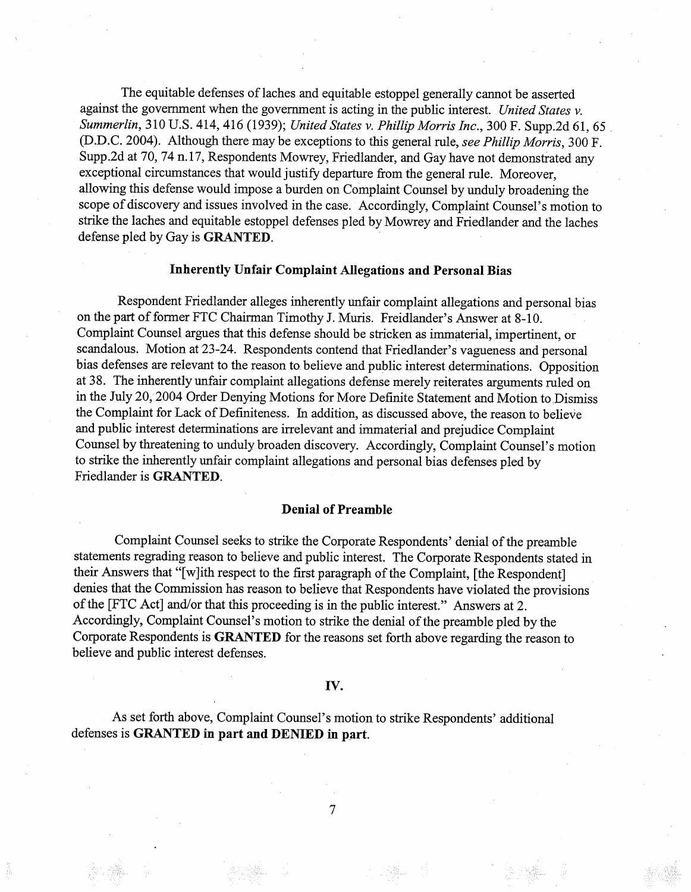The equitable defenses of laches and equitable estoppel generally cannot be asserted against the government when the government is acting in the public interest. *United States v. Summerlin*, 310 U.S. 414, 416 (1939); *United States v. Phillip Morris Inc.*, 300 F. Supp.2d 61, 65 (D.D.C. 2004). Although there may be exceptions to this general rule, *see Phillip Morris*, 300 F. Supp.2d at 70, 74 n.17, Respondents Mowrey, Friedlander, and Gay have not demonstrated any exceptional circumstances that would justify departure from the general rule. Moreover, allowing this defense would impose a burden on Complaint Counsel by unduly broadening the scope of discovery and issues involved in the case. Accordingly, Complaint Counsel's motion to strike the laches and equitable estoppel defenses pled by Mowrey and Friedlander and the laches defense pled by Gay is **GRANTED**.

### Inherently Unfair Complaint Allegations and Personal Bias

Respondent Friedlander alleges inherently unfair complaint allegations and personal bias on the part of former FTC Chairman Timothy J. Muris. Freidlander's Answer at 8-10. Complaint Counsel argues that this defense should be stricken as immaterial, impertinent, or scandalous. Motion at 23-24. Respondents contend that Friedlander's vagueness and personal bias defenses are relevant to the reason to believe and public interest determinations. Opposition at 38. The inherently unfair complaint allegations defense merely reiterates arguments ruled on in the July 20, 2004 Order Denying Motions for More Definite Statement and Motion to Dismiss the Complaint for Lack of Definiteness. In addition, as discussed above, the reason to believe and public interest determinations are irrelevant and immaterial and prejudice Complaint Counsel by threatening to unduly broaden discovery. Accordingly, Complaint Counsel's motion to strike the inherently unfair complaint allegations and personal bias defenses pled by Friedlander is **GRANTED**.

### Denial of Preamble

Complaint Counsel seeks to strike the Corporate Respondents' denial of the preamble statements regrading reason to believe and public interest. The Corporate Respondents stated in their Answers that "[w]ith respect to the first paragraph of the Complaint, [the Respondent] denies that the Commission has reason to believe that Respondents have violated the provisions of the [FTC Act] and/or that this proceeding is in the public interest." Answers at 2. Accordingly, Complaint Counsel's motion to strike the denial of the preamble pled by the Corporate Respondents is **GRANTED** for the reasons set forth above regarding the reason to believe and public interest defenses.

## IV.

As set forth above, Complaint Counsel's motion to strike Respondents' additional defenses is **GRANTED in part and DENIED in part**.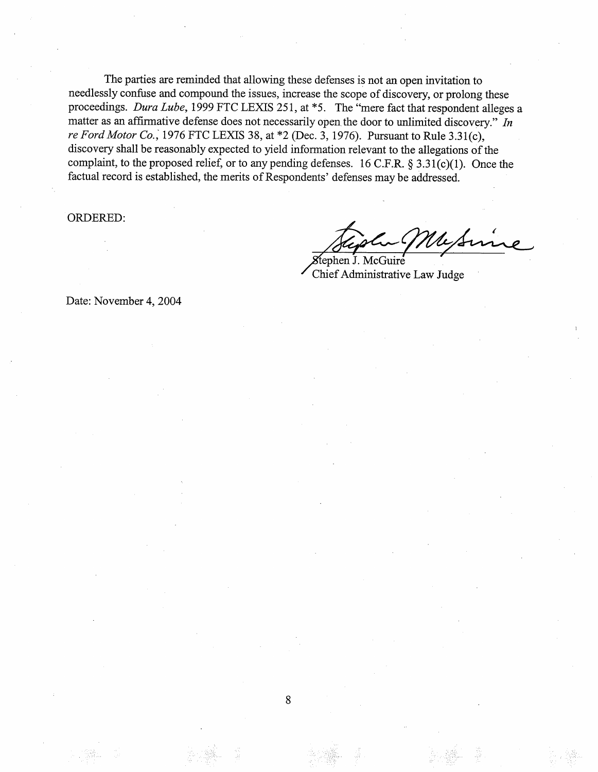The parties are reminded that allowing these defenses is not an open invitation to needlessly confuse and compound the issues, increase the scope of discovery, or prolong these proceedings. *Dura Lube*, 1999 FTC LEXIS 251, at *5. The "mere fact that respondent alleges a matter as an affirmative defense does not necessarily open the door to unlimited discovery." *In re Ford Motor Co.*, 1976 FTC LEXIS 38, at *2 (Dec. 3, 1976). Pursuant to Rule 3.31(c), discovery shall be reasonably expected to yield information relevant to the allegations of the complaint, to the proposed relief, or to any pending defenses. 16 C.F.R. § 3.31(c)(1). Once the factual record is established, the merits of Respondents' defenses may be addressed.

ORDERED:

Stephen J. McGuire
Chief Administrative Law Judge

Date: November 4, 2004